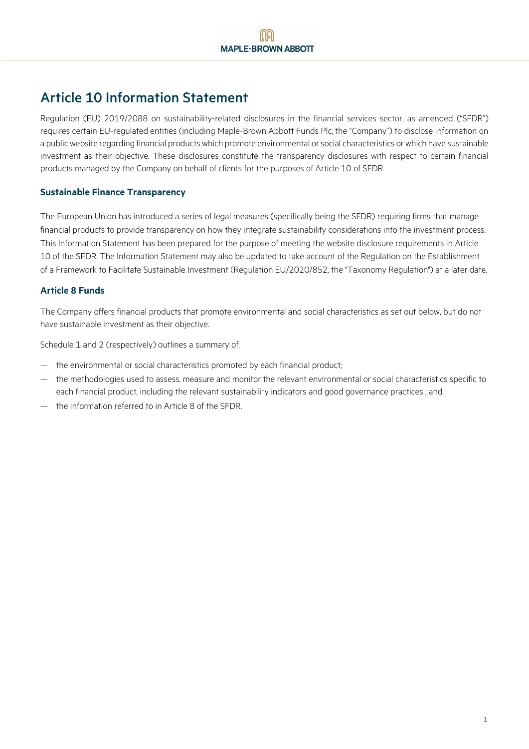# Article 10 Information Statement

Regulation (EU) 2019/2088 on sustainability-related disclosures in the financial services sector, as amended ("SFDR") requires certain EU-regulated entities (including Maple-Brown Abbott Funds Plc, the "Company") to disclose information on a public website regarding financial products which promote environmental or social characteristics or which have sustainable investment as their objective. These disclosures constitute the transparency disclosures with respect to certain financial products managed by the Company on behalf of clients for the purposes of Article 10 of SFDR.

## Sustainable Finance Transparency

The European Union has introduced a series of legal measures (specifically being the SFDR) requiring firms that manage financial products to provide transparency on how they integrate sustainability considerations into the investment process. This Information Statement has been prepared for the purpose of meeting the website disclosure requirements in Article 10 of the SFDR. The Information Statement may also be updated to take account of the Regulation on the Establishment of a Framework to Facilitate Sustainable Investment (Regulation EU/2020/852, the "Taxonomy Regulation") at a later date.

## Article 8 Funds

The Company offers financial products that promote environmental and social characteristics as set out below, but do not have sustainable investment as their objective.

Schedule 1 and 2 (respectively) outlines a summary of:

- the environmental or social characteristics promoted by each financial product;
- the methodologies used to assess, measure and monitor the relevant environmental or social characteristics specific to each financial product, including the relevant sustainability indicators and good governance practices ; and
- the information referred to in Article 8 of the SFDR.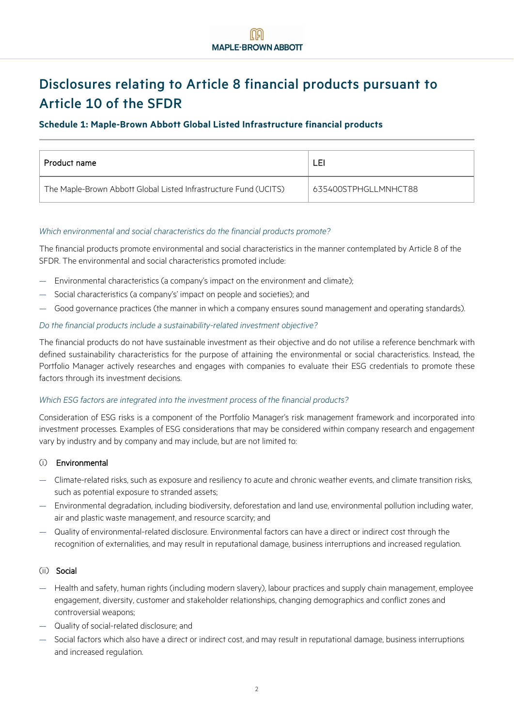# Disclosures relating to Article 8 financial products pursuant to Article 10 of the SFDR

### Schedule 1: Maple-Brown Abbott Global Listed Infrastructure financial products

| Product name | LEI |
|---|---|
| The Maple-Brown Abbott Global Listed Infrastructure Fund (UCITS) | 635400STPHGLLMNHCT88 |

*Which environmental and social characteristics do the financial products promote?*

The financial products promote environmental and social characteristics in the manner contemplated by Article 8 of the SFDR. The environmental and social characteristics promoted include:

- Environmental characteristics (a company's impact on the environment and climate);
- Social characteristics (a company's' impact on people and societies); and
- Good governance practices (the manner in which a company ensures sound management and operating standards).

*Do the financial products include a sustainability-related investment objective?*

The financial products do not have sustainable investment as their objective and do not utilise a reference benchmark with defined sustainability characteristics for the purpose of attaining the environmental or social characteristics. Instead, the Portfolio Manager actively researches and engages with companies to evaluate their ESG credentials to promote these factors through its investment decisions.

*Which ESG factors are integrated into the investment process of the financial products?*

Consideration of ESG risks is a component of the Portfolio Manager's risk management framework and incorporated into investment processes. Examples of ESG considerations that may be considered within company research and engagement vary by industry and by company and may include, but are not limited to:

(i) Environmental

- Climate-related risks, such as exposure and resiliency to acute and chronic weather events, and climate transition risks, such as potential exposure to stranded assets;
- Environmental degradation, including biodiversity, deforestation and land use, environmental pollution including water, air and plastic waste management, and resource scarcity; and
- Quality of environmental-related disclosure. Environmental factors can have a direct or indirect cost through the recognition of externalities, and may result in reputational damage, business interruptions and increased regulation.

(ii) Social

- Health and safety, human rights (including modern slavery), labour practices and supply chain management, employee engagement, diversity, customer and stakeholder relationships, changing demographics and conflict zones and controversial weapons;
- Quality of social-related disclosure; and
- Social factors which also have a direct or indirect cost, and may result in reputational damage, business interruptions and increased regulation.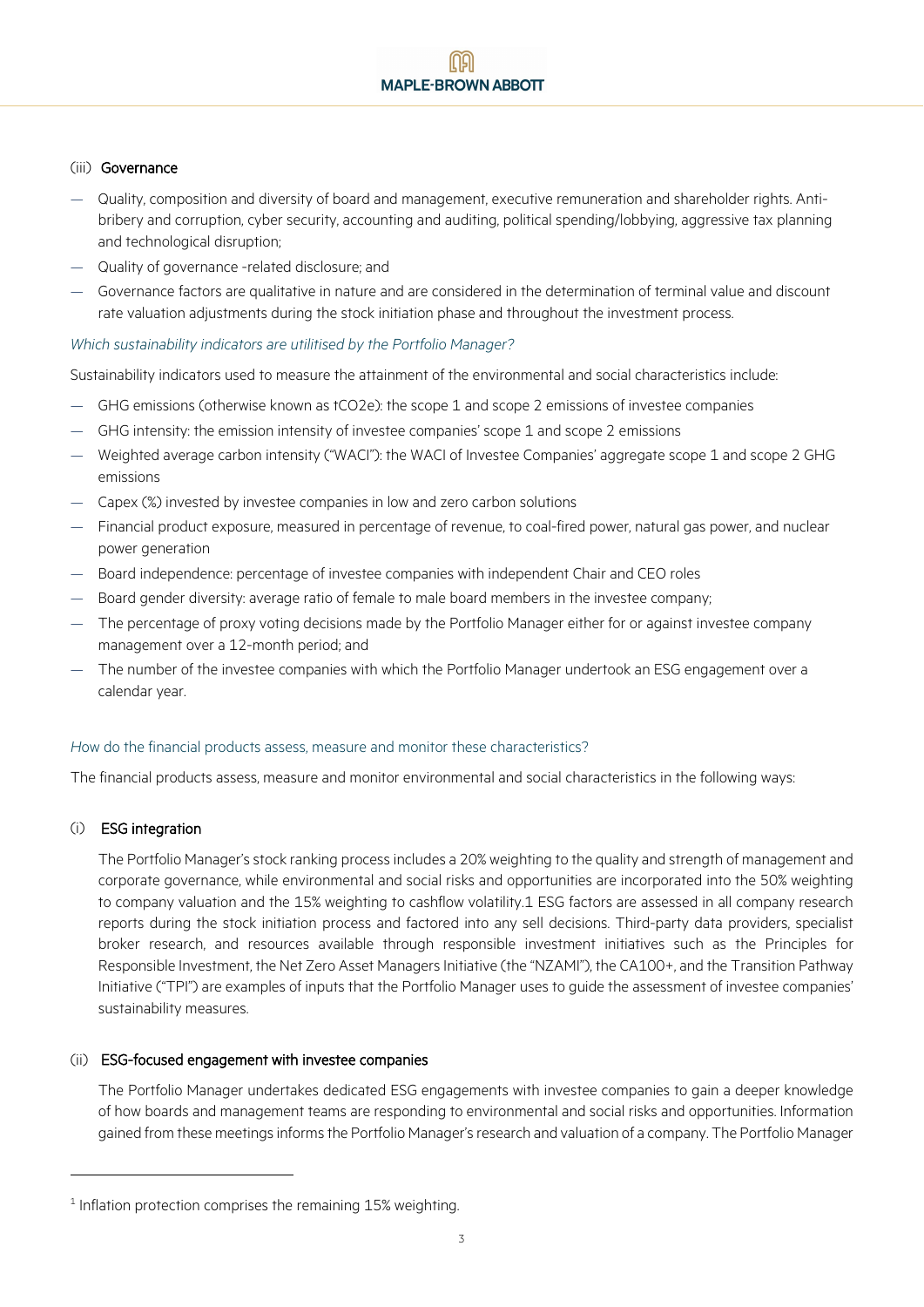(iii) **Governance**

- Quality, composition and diversity of board and management, executive remuneration and shareholder rights. Anti-bribery and corruption, cyber security, accounting and auditing, political spending/lobbying, aggressive tax planning and technological disruption;
- Quality of governance -related disclosure; and
- Governance factors are qualitative in nature and are considered in the determination of terminal value and discount rate valuation adjustments during the stock initiation phase and throughout the investment process.

*Which sustainability indicators are utilised by the Portfolio Manager?*

Sustainability indicators used to measure the attainment of the environmental and social characteristics include:

- GHG emissions (otherwise known as tCO2e): the scope 1 and scope 2 emissions of investee companies
- GHG intensity: the emission intensity of investee companies' scope 1 and scope 2 emissions
- Weighted average carbon intensity ("WACI"): the WACI of Investee Companies' aggregate scope 1 and scope 2 GHG emissions
- Capex (%) invested by investee companies in low and zero carbon solutions
- Financial product exposure, measured in percentage of revenue, to coal-fired power, natural gas power, and nuclear power generation
- Board independence: percentage of investee companies with independent Chair and CEO roles
- Board gender diversity: average ratio of female to male board members in the investee company;
- The percentage of proxy voting decisions made by the Portfolio Manager either for or against investee company management over a 12-month period; and
- The number of the investee companies with which the Portfolio Manager undertook an ESG engagement over a calendar year.

*How do the financial products assess, measure and monitor these characteristics?*

The financial products assess, measure and monitor environmental and social characteristics in the following ways:

(i) **ESG integration**

The Portfolio Manager's stock ranking process includes a 20% weighting to the quality and strength of management and corporate governance, while environmental and social risks and opportunities are incorporated into the 50% weighting to company valuation and the 15% weighting to cashflow volatility.[1] ESG factors are assessed in all company research reports during the stock initiation process and factored into any sell decisions. Third-party data providers, specialist broker research, and resources available through responsible investment initiatives such as the Principles for Responsible Investment, the Net Zero Asset Managers Initiative (the "NZAMI"), the CA100+, and the Transition Pathway Initiative ("TPI") are examples of inputs that the Portfolio Manager uses to guide the assessment of investee companies' sustainability measures.

(ii) **ESG-focused engagement with investee companies**

The Portfolio Manager undertakes dedicated ESG engagements with investee companies to gain a deeper knowledge of how boards and management teams are responding to environmental and social risks and opportunities. Information gained from these meetings informs the Portfolio Manager's research and valuation of a company. The Portfolio Manager

[1] Inflation protection comprises the remaining 15% weighting.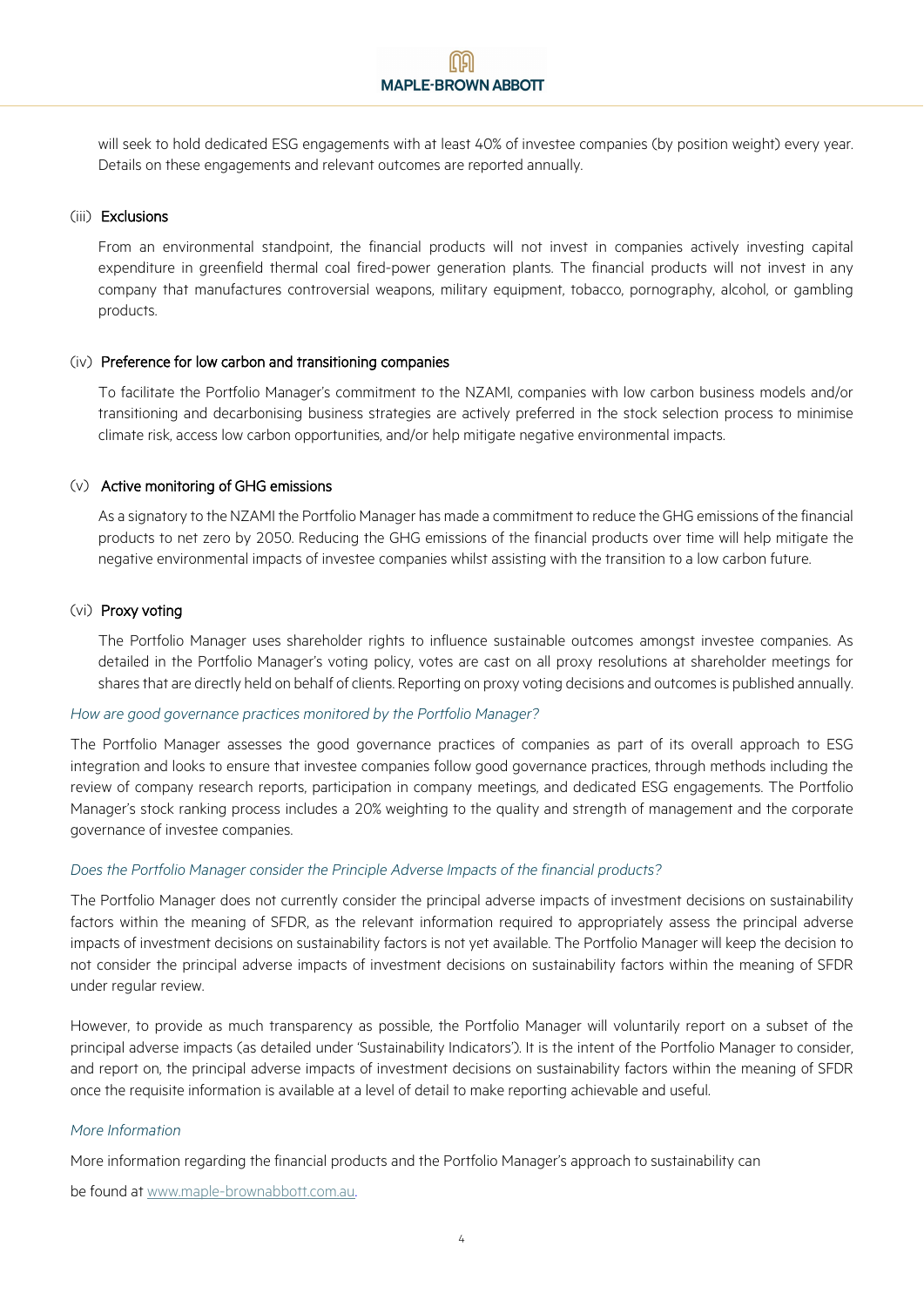will seek to hold dedicated ESG engagements with at least 40% of investee companies (by position weight) every year. Details on these engagements and relevant outcomes are reported annually.

(iii) **Exclusions**

From an environmental standpoint, the financial products will not invest in companies actively investing capital expenditure in greenfield thermal coal fired-power generation plants. The financial products will not invest in any company that manufactures controversial weapons, military equipment, tobacco, pornography, alcohol, or gambling products.

(iv) **Preference for low carbon and transitioning companies**

To facilitate the Portfolio Manager's commitment to the NZAMI, companies with low carbon business models and/or transitioning and decarbonising business strategies are actively preferred in the stock selection process to minimise climate risk, access low carbon opportunities, and/or help mitigate negative environmental impacts.

(v) **Active monitoring of GHG emissions**

As a signatory to the NZAMI the Portfolio Manager has made a commitment to reduce the GHG emissions of the financial products to net zero by 2050. Reducing the GHG emissions of the financial products over time will help mitigate the negative environmental impacts of investee companies whilst assisting with the transition to a low carbon future.

(vi) **Proxy voting**

The Portfolio Manager uses shareholder rights to influence sustainable outcomes amongst investee companies. As detailed in the Portfolio Manager's voting policy, votes are cast on all proxy resolutions at shareholder meetings for shares that are directly held on behalf of clients. Reporting on proxy voting decisions and outcomes is published annually.

*How are good governance practices monitored by the Portfolio Manager?*

The Portfolio Manager assesses the good governance practices of companies as part of its overall approach to ESG integration and looks to ensure that investee companies follow good governance practices, through methods including the review of company research reports, participation in company meetings, and dedicated ESG engagements. The Portfolio Manager's stock ranking process includes a 20% weighting to the quality and strength of management and the corporate governance of investee companies.

*Does the Portfolio Manager consider the Principle Adverse Impacts of the financial products?*

The Portfolio Manager does not currently consider the principal adverse impacts of investment decisions on sustainability factors within the meaning of SFDR, as the relevant information required to appropriately assess the principal adverse impacts of investment decisions on sustainability factors is not yet available. The Portfolio Manager will keep the decision to not consider the principal adverse impacts of investment decisions on sustainability factors within the meaning of SFDR under regular review.

However, to provide as much transparency as possible, the Portfolio Manager will voluntarily report on a subset of the principal adverse impacts (as detailed under 'Sustainability Indicators'). It is the intent of the Portfolio Manager to consider, and report on, the principal adverse impacts of investment decisions on sustainability factors within the meaning of SFDR once the requisite information is available at a level of detail to make reporting achievable and useful.

*More Information*

More information regarding the financial products and the Portfolio Manager's approach to sustainability can

be found at [www.maple-brownabbott.com.au](www.maple-brownabbott.com.au).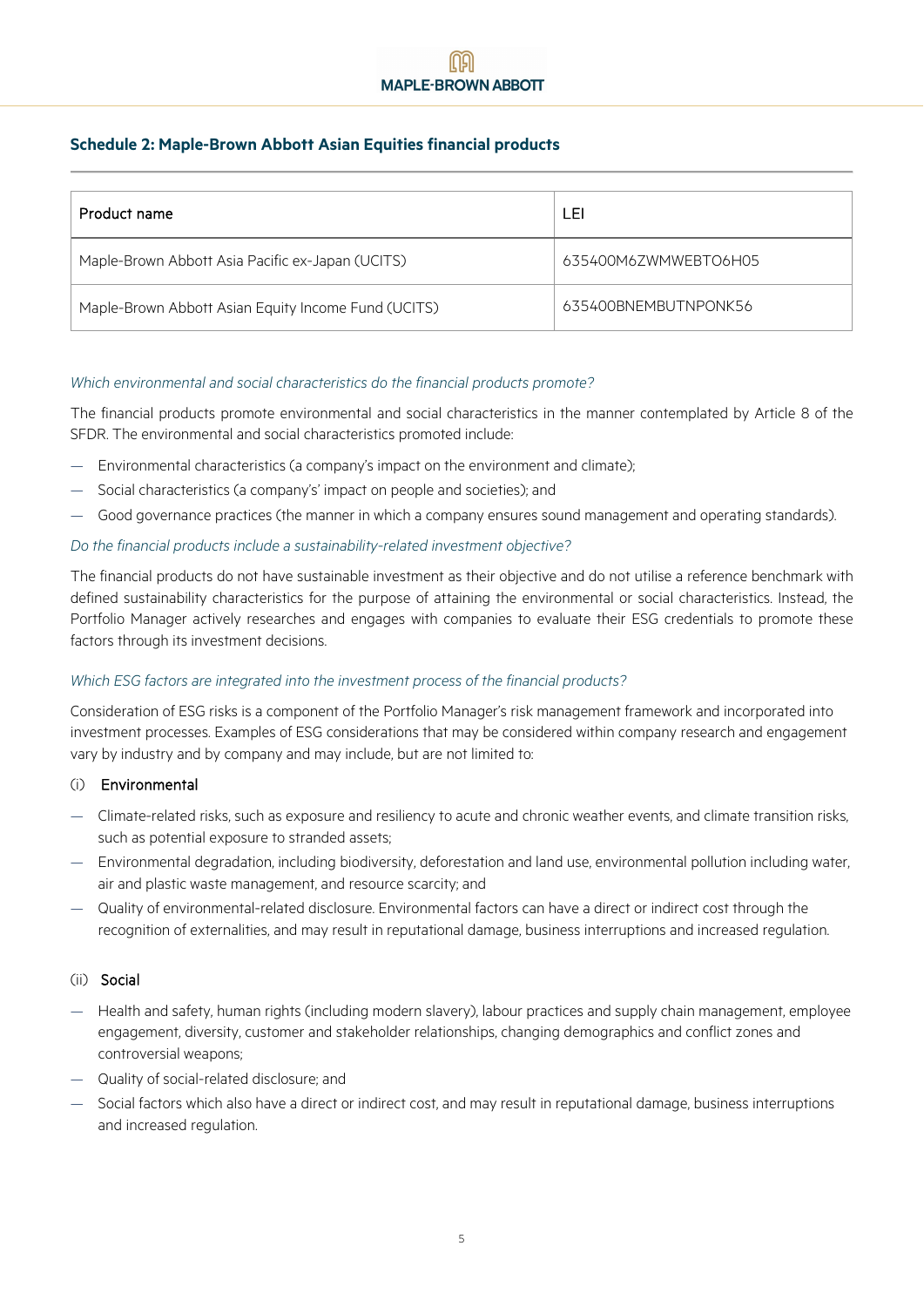## Schedule 2: Maple-Brown Abbott Asian Equities financial products

| Product name | LEI |
| --- | --- |
| Maple-Brown Abbott Asia Pacific ex-Japan (UCITS) | 635400M6ZWMWEBTO6H05 |
| Maple-Brown Abbott Asian Equity Income Fund (UCITS) | 635400BNEMBUTNPONK56 |

*Which environmental and social characteristics do the financial products promote?*

The financial products promote environmental and social characteristics in the manner contemplated by Article 8 of the SFDR. The environmental and social characteristics promoted include:

- Environmental characteristics (a company's impact on the environment and climate);
- Social characteristics (a company's' impact on people and societies); and
- Good governance practices (the manner in which a company ensures sound management and operating standards).

*Do the financial products include a sustainability-related investment objective?*

The financial products do not have sustainable investment as their objective and do not utilise a reference benchmark with defined sustainability characteristics for the purpose of attaining the environmental or social characteristics. Instead, the Portfolio Manager actively researches and engages with companies to evaluate their ESG credentials to promote these factors through its investment decisions.

*Which ESG factors are integrated into the investment process of the financial products?*

Consideration of ESG risks is a component of the Portfolio Manager's risk management framework and incorporated into investment processes. Examples of ESG considerations that may be considered within company research and engagement vary by industry and by company and may include, but are not limited to:

(i) **Environmental**

- Climate-related risks, such as exposure and resiliency to acute and chronic weather events, and climate transition risks, such as potential exposure to stranded assets;
- Environmental degradation, including biodiversity, deforestation and land use, environmental pollution including water, air and plastic waste management, and resource scarcity; and
- Quality of environmental-related disclosure. Environmental factors can have a direct or indirect cost through the recognition of externalities, and may result in reputational damage, business interruptions and increased regulation.

(ii) **Social**

- Health and safety, human rights (including modern slavery), labour practices and supply chain management, employee engagement, diversity, customer and stakeholder relationships, changing demographics and conflict zones and controversial weapons;
- Quality of social-related disclosure; and
- Social factors which also have a direct or indirect cost, and may result in reputational damage, business interruptions and increased regulation.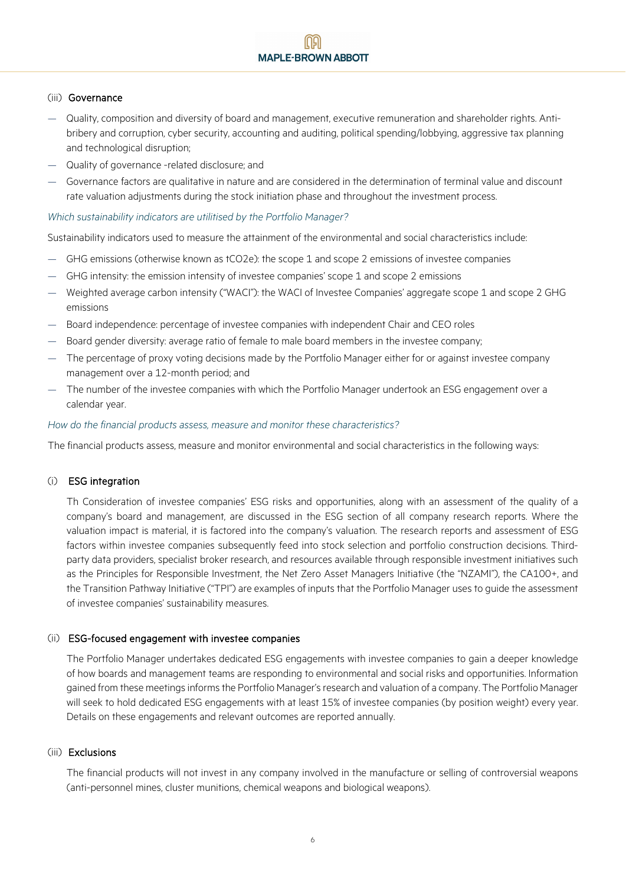(iii) **Governance**

- Quality, composition and diversity of board and management, executive remuneration and shareholder rights. Anti-bribery and corruption, cyber security, accounting and auditing, political spending/lobbying, aggressive tax planning and technological disruption;
- Quality of governance -related disclosure; and
- Governance factors are qualitative in nature and are considered in the determination of terminal value and discount rate valuation adjustments during the stock initiation phase and throughout the investment process.

*Which sustainability indicators are utilised by the Portfolio Manager?*

Sustainability indicators used to measure the attainment of the environmental and social characteristics include:

- GHG emissions (otherwise known as tCO2e): the scope 1 and scope 2 emissions of investee companies
- GHG intensity: the emission intensity of investee companies' scope 1 and scope 2 emissions
- Weighted average carbon intensity ("WACI"): the WACI of Investee Companies' aggregate scope 1 and scope 2 GHG emissions
- Board independence: percentage of investee companies with independent Chair and CEO roles
- Board gender diversity: average ratio of female to male board members in the investee company;
- The percentage of proxy voting decisions made by the Portfolio Manager either for or against investee company management over a 12-month period; and
- The number of the investee companies with which the Portfolio Manager undertook an ESG engagement over a calendar year.

*How do the financial products assess, measure and monitor these characteristics?*

The financial products assess, measure and monitor environmental and social characteristics in the following ways:

(i) **ESG integration**

Th Consideration of investee companies' ESG risks and opportunities, along with an assessment of the quality of a company's board and management, are discussed in the ESG section of all company research reports. Where the valuation impact is material, it is factored into the company's valuation. The research reports and assessment of ESG factors within investee companies subsequently feed into stock selection and portfolio construction decisions. Third-party data providers, specialist broker research, and resources available through responsible investment initiatives such as the Principles for Responsible Investment, the Net Zero Asset Managers Initiative (the "NZAMI"), the CA100+, and the Transition Pathway Initiative ("TPI") are examples of inputs that the Portfolio Manager uses to guide the assessment of investee companies' sustainability measures.

(ii) **ESG-focused engagement with investee companies**

The Portfolio Manager undertakes dedicated ESG engagements with investee companies to gain a deeper knowledge of how boards and management teams are responding to environmental and social risks and opportunities. Information gained from these meetings informs the Portfolio Manager's research and valuation of a company. The Portfolio Manager will seek to hold dedicated ESG engagements with at least 15% of investee companies (by position weight) every year. Details on these engagements and relevant outcomes are reported annually.

(iii) **Exclusions**

The financial products will not invest in any company involved in the manufacture or selling of controversial weapons (anti-personnel mines, cluster munitions, chemical weapons and biological weapons).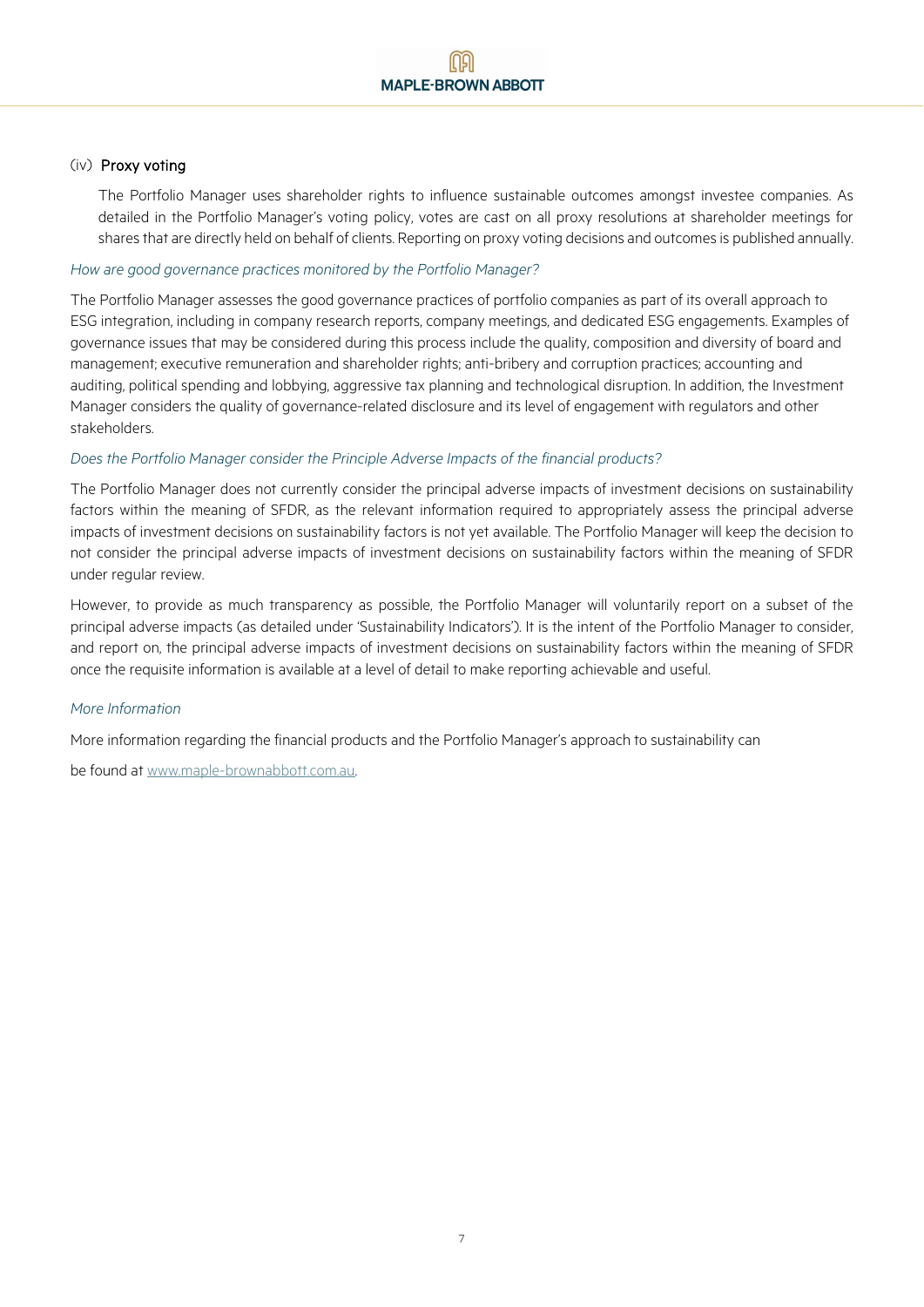(iv) **Proxy voting**

The Portfolio Manager uses shareholder rights to influence sustainable outcomes amongst investee companies. As detailed in the Portfolio Manager's voting policy, votes are cast on all proxy resolutions at shareholder meetings for shares that are directly held on behalf of clients. Reporting on proxy voting decisions and outcomes is published annually.

*How are good governance practices monitored by the Portfolio Manager?*

The Portfolio Manager assesses the good governance practices of portfolio companies as part of its overall approach to ESG integration, including in company research reports, company meetings, and dedicated ESG engagements. Examples of governance issues that may be considered during this process include the quality, composition and diversity of board and management; executive remuneration and shareholder rights; anti-bribery and corruption practices; accounting and auditing, political spending and lobbying, aggressive tax planning and technological disruption. In addition, the Investment Manager considers the quality of governance-related disclosure and its level of engagement with regulators and other stakeholders.

*Does the Portfolio Manager consider the Principle Adverse Impacts of the financial products?*

The Portfolio Manager does not currently consider the principal adverse impacts of investment decisions on sustainability factors within the meaning of SFDR, as the relevant information required to appropriately assess the principal adverse impacts of investment decisions on sustainability factors is not yet available. The Portfolio Manager will keep the decision to not consider the principal adverse impacts of investment decisions on sustainability factors within the meaning of SFDR under regular review.

However, to provide as much transparency as possible, the Portfolio Manager will voluntarily report on a subset of the principal adverse impacts (as detailed under 'Sustainability Indicators'). It is the intent of the Portfolio Manager to consider, and report on, the principal adverse impacts of investment decisions on sustainability factors within the meaning of SFDR once the requisite information is available at a level of detail to make reporting achievable and useful.

*More Information*

More information regarding the financial products and the Portfolio Manager's approach to sustainability can

be found at www.maple-brownabbott.com.au.